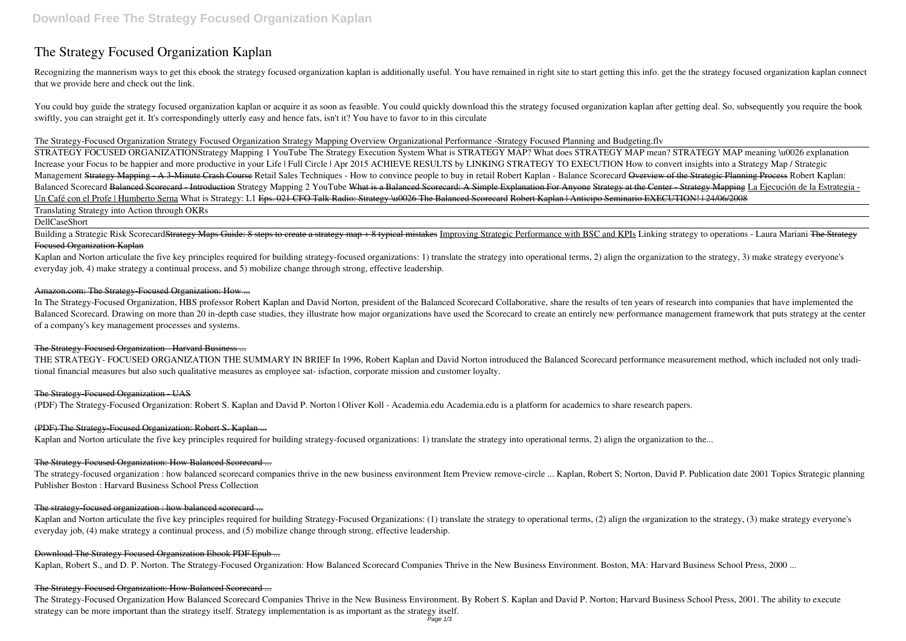# The Strategy Focused Organization Kaplan

Recognizing the mannerism ways to get this ebook the strategy focused organization kaplan is additionally useful. You have remained in right site to start getting this info. get the the strategy focused organization kaplan connect that we provide here and check out the link.

You could buy guide the strategy focused organization kaplan or acquire it as soon as feasible. You could quickly download this the strategy focused organization kaplan after getting deal. So, subsequently you require the book swiftly, you can straight get it. It's correspondingly utterly easy and hence fats, isn't it? You have to favor to in this circulate

*The Strategy-Focused Organization* *Strategy Focused Organization* *Strategy Mapping Overview* *Organizational Performance -Strategy Focused Planning and Budgeting.flv*

STRATEGY FOCUSED ORGANIZATION*Strategy Mapping 1 YouTube* *The Strategy Execution System* *What is STRATEGY MAP? What does STRATEGY MAP mean? STRATEGY MAP meaning \u0026 explanation* *Increase your Focus to be happier and more productive in your Life | Full Circle | Apr 2015* *ACHIEVE RESULTS by LINKING STRATEGY TO EXECUTION* *How to convert insights into a Strategy Map / Strategic Management* ~~Strategy Mapping - A 3-Minute Crash Course~~ *Retail Sales Techniques - How to convince people to buy in retail* *Robert Kaplan - Balance Scorecard* ~~Overview of the Strategic Planning Process~~ *Robert Kaplan: Balanced Scorecard* ~~Balanced Scorecard - Introduction~~ *Strategy Mapping 2 YouTube* ~~What is a Balanced Scorecard: A Simple Explanation For Anyone~~ ~~Strategy at the Center - Strategy Mapping~~ La Ejecución de la Estrategia - Un Café con el Profe | Humberto Serna *What is Strategy: L1* ~~Eps. 021 CFO Talk Radio: Strategy \u0026 The Balanced Scorecard~~ ~~Robert Kaplan | Anticipo Seminario EXECUTION! | 24/06/2008~~

Translating Strategy into Action through OKRs

DellCaseShort

*Building a Strategic Risk Scorecard*~~Strategy Maps Guide: 8 steps to create a strategy map + 8 typical mistakes~~ Improving Strategic Performance with BSC and KPIs *Linking strategy to operations - Laura Mariani* ~~The Strategy Focused Organization Kaplan~~

Kaplan and Norton articulate the five key principles required for building strategy-focused organizations: 1) translate the strategy into operational terms, 2) align the organization to the strategy, 3) make strategy everyone's everyday job, 4) make strategy a continual process, and 5) mobilize change through strong, effective leadership.

## Amazon.com: The Strategy-Focused Organization: How ...

In The Strategy-Focused Organization, HBS professor Robert Kaplan and David Norton, president of the Balanced Scorecard Collaborative, share the results of ten years of research into companies that have implemented the Balanced Scorecard. Drawing on more than 20 in-depth case studies, they illustrate how major organizations have used the Scorecard to create an entirely new performance management framework that puts strategy at the center of a company's key management processes and systems.

## The Strategy-Focused Organization - Harvard Business ...

THE STRATEGY- FOCUSED ORGANIZATION THE SUMMARY IN BRIEF In 1996, Robert Kaplan and David Norton introduced the Balanced Scorecard performance measurement method, which included not only traditional financial measures but also such qualitative measures as employee satisfaction, corporate mission and customer loyalty.

## The Strategy-Focused Organization - UAS

(PDF) The Strategy-Focused Organization: Robert S. Kaplan and David P. Norton | Oliver Koll - Academia.edu Academia.edu is a platform for academics to share research papers.

## (PDF) The Strategy-Focused Organization: Robert S. Kaplan ...

Kaplan and Norton articulate the five key principles required for building strategy-focused organizations: 1) translate the strategy into operational terms, 2) align the organization to the...

## The Strategy-Focused Organization: How Balanced Scorecard ...

The strategy-focused organization : how balanced scorecard companies thrive in the new business environment Item Preview remove-circle ... Kaplan, Robert S; Norton, David P. Publication date 2001 Topics Strategic planning Publisher Boston : Harvard Business School Press Collection

## The strategy-focused organization : how balanced scorecard ...

Kaplan and Norton articulate the five key principles required for building Strategy-Focused Organizations: (1) translate the strategy to operational terms, (2) align the organization to the strategy, (3) make strategy everyone's everyday job, (4) make strategy a continual process, and (5) mobilize change through strong, effective leadership.

## Download The Strategy Focused Organization Ebook PDF Epub ...

Kaplan, Robert S., and D. P. Norton. The Strategy-Focused Organization: How Balanced Scorecard Companies Thrive in the New Business Environment. Boston, MA: Harvard Business School Press, 2000 ...

## The Strategy-Focused Organization: How Balanced Scorecard ...

The Strategy-Focused Organization How Balanced Scorecard Companies Thrive in the New Business Environment. By Robert S. Kaplan and David P. Norton; Harvard Business School Press, 2001. The ability to execute strategy can be more important than the strategy itself. Strategy implementation is as important as the strategy itself.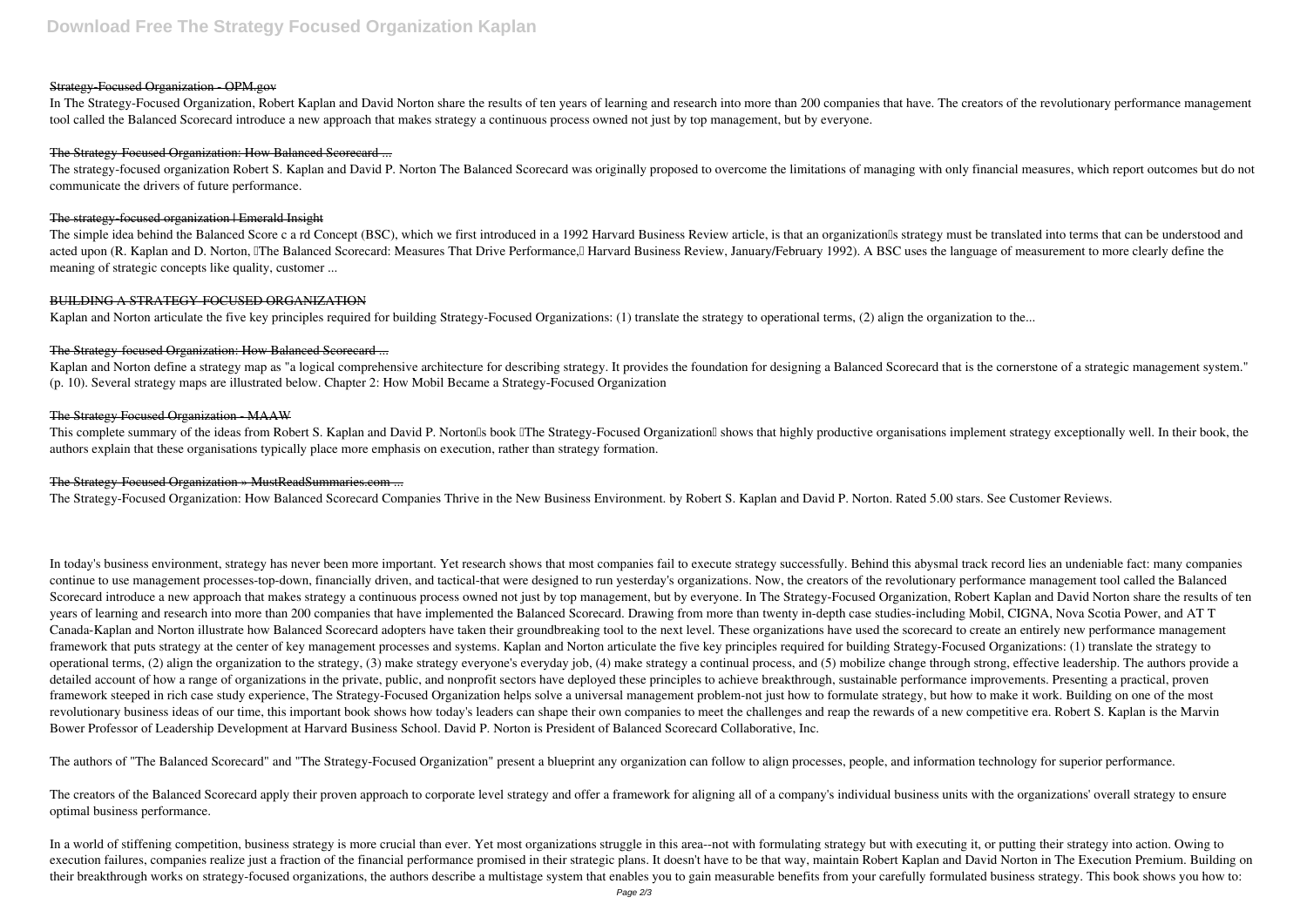### Strategy-Focused Organization - OPM.gov

In The Strategy-Focused Organization, Robert Kaplan and David Norton share the results of ten years of learning and research into more than 200 companies that have. The creators of the revolutionary performance management tool called the Balanced Scorecard introduce a new approach that makes strategy a continuous process owned not just by top management, but by everyone.

### The Strategy-Focused Organization: How Balanced Scorecard ...

The strategy-focused organization Robert S. Kaplan and David P. Norton The Balanced Scorecard was originally proposed to overcome the limitations of managing with only financial measures, which report outcomes but do not communicate the drivers of future performance.

### The strategy-focused organization | Emerald Insight

The simple idea behind the Balanced Score c a rd Concept (BSC), which we first introduced in a 1992 Harvard Business Review article, is that an organization's strategy must be translated into terms that can be understood and acted upon (R. Kaplan and D. Norton, "The Balanced Scorecard: Measures That Drive Performance," Harvard Business Review, January/February 1992). A BSC uses the language of measurement to more clearly define the meaning of strategic concepts like quality, customer ...

### BUILDING A STRATEGY-FOCUSED ORGANIZATION

Kaplan and Norton articulate the five key principles required for building Strategy-Focused Organizations: (1) translate the strategy to operational terms, (2) align the organization to the...

### The Strategy-focused Organization: How Balanced Scorecard ...

Kaplan and Norton define a strategy map as "a logical comprehensive architecture for describing strategy. It provides the foundation for designing a Balanced Scorecard that is the cornerstone of a strategic management system." (p. 10). Several strategy maps are illustrated below. Chapter 2: How Mobil Became a Strategy-Focused Organization

### The Strategy Focused Organization - MAAW

This complete summary of the ideas from Robert S. Kaplan and David P. Norton's book "The Strategy-Focused Organization" shows that highly productive organisations implement strategy exceptionally well. In their book, the authors explain that these organisations typically place more emphasis on execution, rather than strategy formation.

### The Strategy-Focused Organization » MustReadSummaries.com ...

The Strategy-Focused Organization: How Balanced Scorecard Companies Thrive in the New Business Environment. by Robert S. Kaplan and David P. Norton. Rated 5.00 stars. See Customer Reviews.

In today's business environment, strategy has never been more important. Yet research shows that most companies fail to execute strategy successfully. Behind this abysmal track record lies an undeniable fact: many companies continue to use management processes-top-down, financially driven, and tactical-that were designed to run yesterday's organizations. Now, the creators of the revolutionary performance management tool called the Balanced Scorecard introduce a new approach that makes strategy a continuous process owned not just by top management, but by everyone. In The Strategy-Focused Organization, Robert Kaplan and David Norton share the results of ten years of learning and research into more than 200 companies that have implemented the Balanced Scorecard. Drawing from more than twenty in-depth case studies-including Mobil, CIGNA, Nova Scotia Power, and AT T Canada-Kaplan and Norton illustrate how Balanced Scorecard adopters have taken their groundbreaking tool to the next level. These organizations have used the scorecard to create an entirely new performance management framework that puts strategy at the center of key management processes and systems. Kaplan and Norton articulate the five key principles required for building Strategy-Focused Organizations: (1) translate the strategy to operational terms, (2) align the organization to the strategy, (3) make strategy everyone's everyday job, (4) make strategy a continual process, and (5) mobilize change through strong, effective leadership. The authors provide a detailed account of how a range of organizations in the private, public, and nonprofit sectors have deployed these principles to achieve breakthrough, sustainable performance improvements. Presenting a practical, proven framework steeped in rich case study experience, The Strategy-Focused Organization helps solve a universal management problem-not just how to formulate strategy, but how to make it work. Building on one of the most revolutionary business ideas of our time, this important book shows how today's leaders can shape their own companies to meet the challenges and reap the rewards of a new competitive era. Robert S. Kaplan is the Marvin Bower Professor of Leadership Development at Harvard Business School. David P. Norton is President of Balanced Scorecard Collaborative, Inc.

The authors of "The Balanced Scorecard" and "The Strategy-Focused Organization" present a blueprint any organization can follow to align processes, people, and information technology for superior performance.

The creators of the Balanced Scorecard apply their proven approach to corporate level strategy and offer a framework for aligning all of a company's individual business units with the organizations' overall strategy to ensure optimal business performance.

In a world of stiffening competition, business strategy is more crucial than ever. Yet most organizations struggle in this area--not with formulating strategy but with executing it, or putting their strategy into action. Owing to execution failures, companies realize just a fraction of the financial performance promised in their strategic plans. It doesn't have to be that way, maintain Robert Kaplan and David Norton in The Execution Premium. Building on their breakthrough works on strategy-focused organizations, the authors describe a multistage system that enables you to gain measurable benefits from your carefully formulated business strategy. This book shows you how to: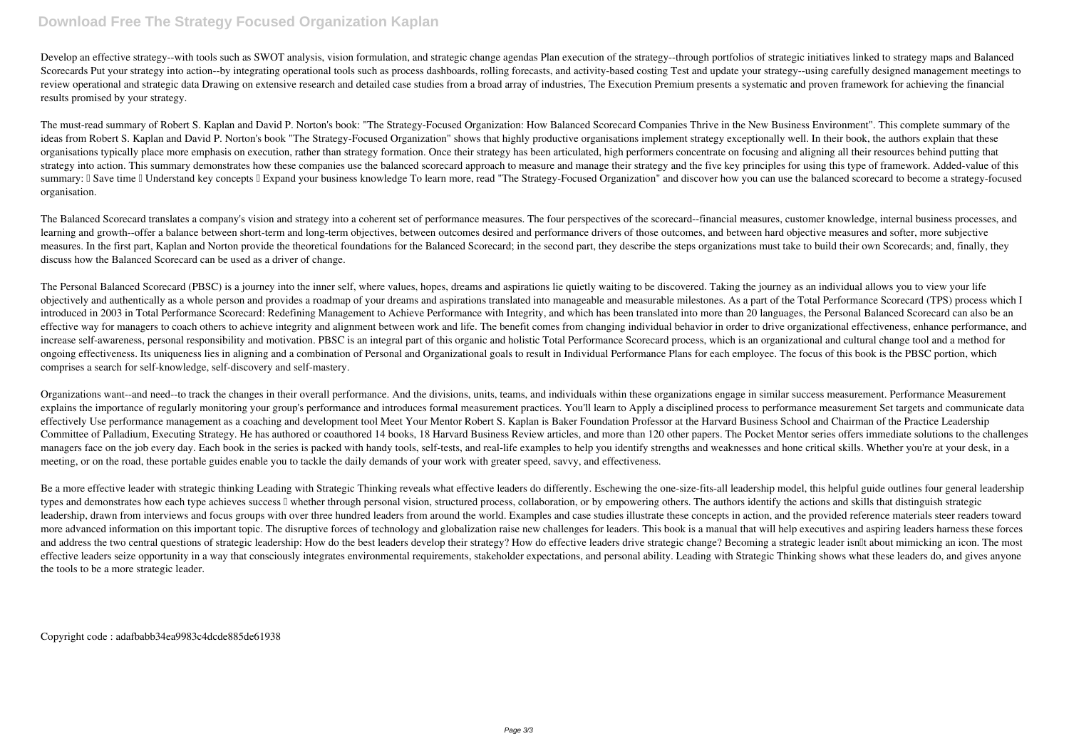Develop an effective strategy--with tools such as SWOT analysis, vision formulation, and strategic change agendas Plan execution of the strategy--through portfolios of strategic initiatives linked to strategy maps and Balanced Scorecards Put your strategy into action--by integrating operational tools such as process dashboards, rolling forecasts, and activity-based costing Test and update your strategy--using carefully designed management meetings to review operational and strategic data Drawing on extensive research and detailed case studies from a broad array of industries, The Execution Premium presents a systematic and proven framework for achieving the financial results promised by your strategy.

The must-read summary of Robert S. Kaplan and David P. Norton's book: "The Strategy-Focused Organization: How Balanced Scorecard Companies Thrive in the New Business Environment". This complete summary of the ideas from Robert S. Kaplan and David P. Norton's book "The Strategy-Focused Organization" shows that highly productive organisations implement strategy exceptionally well. In their book, the authors explain that these organisations typically place more emphasis on execution, rather than strategy formation. Once their strategy has been articulated, high performers concentrate on focusing and aligning all their resources behind putting that strategy into action. This summary demonstrates how these companies use the balanced scorecard approach to measure and manage their strategy and the five key principles for using this type of framework. Added-value of this summary: • Save time • Understand key concepts • Expand your business knowledge To learn more, read "The Strategy-Focused Organization" and discover how you can use the balanced scorecard to become a strategy-focused organisation.

The Balanced Scorecard translates a company's vision and strategy into a coherent set of performance measures. The four perspectives of the scorecard--financial measures, customer knowledge, internal business processes, and learning and growth--offer a balance between short-term and long-term objectives, between outcomes desired and performance drivers of those outcomes, and between hard objective measures and softer, more subjective measures. In the first part, Kaplan and Norton provide the theoretical foundations for the Balanced Scorecard; in the second part, they describe the steps organizations must take to build their own Scorecards; and, finally, they discuss how the Balanced Scorecard can be used as a driver of change.

The Personal Balanced Scorecard (PBSC) is a journey into the inner self, where values, hopes, dreams and aspirations lie quietly waiting to be discovered. Taking the journey as an individual allows you to view your life objectively and authentically as a whole person and provides a roadmap of your dreams and aspirations translated into manageable and measurable milestones. As a part of the Total Performance Scorecard (TPS) process which I introduced in 2003 in Total Performance Scorecard: Redefining Management to Achieve Performance with Integrity, and which has been translated into more than 20 languages, the Personal Balanced Scorecard can also be an effective way for managers to coach others to achieve integrity and alignment between work and life. The benefit comes from changing individual behavior in order to drive organizational effectiveness, enhance performance, and increase self-awareness, personal responsibility and motivation. PBSC is an integral part of this organic and holistic Total Performance Scorecard process, which is an organizational and cultural change tool and a method for ongoing effectiveness. Its uniqueness lies in aligning and a combination of Personal and Organizational goals to result in Individual Performance Plans for each employee. The focus of this book is the PBSC portion, which comprises a search for self-knowledge, self-discovery and self-mastery.

Organizations want--and need--to track the changes in their overall performance. And the divisions, units, teams, and individuals within these organizations engage in similar success measurement. Performance Measurement explains the importance of regularly monitoring your group's performance and introduces formal measurement practices. You'll learn to Apply a disciplined process to performance measurement Set targets and communicate data effectively Use performance management as a coaching and development tool Meet Your Mentor Robert S. Kaplan is Baker Foundation Professor at the Harvard Business School and Chairman of the Practice Leadership Committee of Palladium, Executing Strategy. He has authored or coauthored 14 books, 18 Harvard Business Review articles, and more than 120 other papers. The Pocket Mentor series offers immediate solutions to the challenges managers face on the job every day. Each book in the series is packed with handy tools, self-tests, and real-life examples to help you identify strengths and weaknesses and hone critical skills. Whether you're at your desk, in a meeting, or on the road, these portable guides enable you to tackle the daily demands of your work with greater speed, savvy, and effectiveness.

Be a more effective leader with strategic thinking Leading with Strategic Thinking reveals what effective leaders do differently. Eschewing the one-size-fits-all leadership model, this helpful guide outlines four general leadership types and demonstrates how each type achieves success — whether through personal vision, structured process, collaboration, or by empowering others. The authors identify the actions and skills that distinguish strategic leadership, drawn from interviews and focus groups with over three hundred leaders from around the world. Examples and case studies illustrate these concepts in action, and the provided reference materials steer readers toward more advanced information on this important topic. The disruptive forces of technology and globalization raise new challenges for leaders. This book is a manual that will help executives and aspiring leaders harness these forces and address the two central questions of strategic leadership: How do the best leaders develop their strategy? How do effective leaders drive strategic change? Becoming a strategic leader isn't about mimicking an icon. The most effective leaders seize opportunity in a way that consciously integrates environmental requirements, stakeholder expectations, and personal ability. Leading with Strategic Thinking shows what these leaders do, and gives anyone the tools to be a more strategic leader.

Copyright code : adafbabb34ea9983c4dcde885de61938